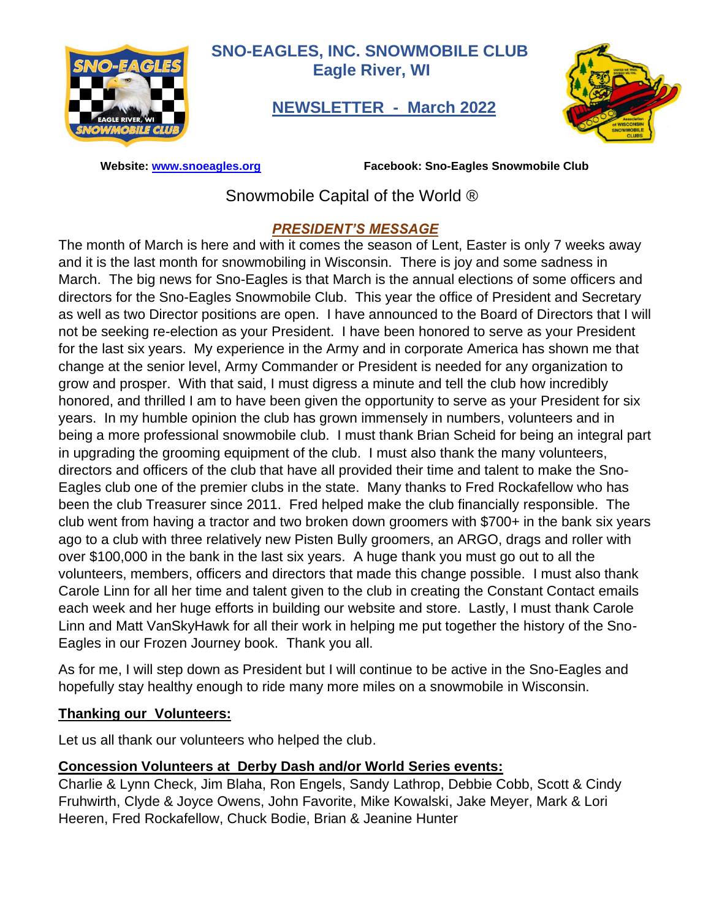# SNO-EAGLES, INC. SNOWMOBILE CLUB
## Eagle River, WI

## NEWSLETTER - March 2022

**Website: www.snoeagles.org** **Facebook: Sno-Eagles Snowmobile Club**

Snowmobile Capital of the World ®

## *PRESIDENT'S MESSAGE*

The month of March is here and with it comes the season of Lent, Easter is only 7 weeks away and it is the last month for snowmobiling in Wisconsin. There is joy and some sadness in March. The big news for Sno-Eagles is that March is the annual elections of some officers and directors for the Sno-Eagles Snowmobile Club. This year the office of President and Secretary as well as two Director positions are open. I have announced to the Board of Directors that I will not be seeking re-election as your President. I have been honored to serve as your President for the last six years. My experience in the Army and in corporate America has shown me that change at the senior level, Army Commander or President is needed for any organization to grow and prosper. With that said, I must digress a minute and tell the club how incredibly honored, and thrilled I am to have been given the opportunity to serve as your President for six years. In my humble opinion the club has grown immensely in numbers, volunteers and in being a more professional snowmobile club. I must thank Brian Scheid for being an integral part in upgrading the grooming equipment of the club. I must also thank the many volunteers, directors and officers of the club that have all provided their time and talent to make the Sno-Eagles club one of the premier clubs in the state. Many thanks to Fred Rockafellow who has been the club Treasurer since 2011. Fred helped make the club financially responsible. The club went from having a tractor and two broken down groomers with $700+ in the bank six years ago to a club with three relatively new Pisten Bully groomers, an ARGO, drags and roller with over $100,000 in the bank in the last six years. A huge thank you must go out to all the volunteers, members, officers and directors that made this change possible. I must also thank Carole Linn for all her time and talent given to the club in creating the Constant Contact emails each week and her huge efforts in building our website and store. Lastly, I must thank Carole Linn and Matt VanSkyHawk for all their work in helping me put together the history of the Sno-Eagles in our Frozen Journey book. Thank you all.

As for me, I will step down as President but I will continue to be active in the Sno-Eagles and hopefully stay healthy enough to ride many more miles on a snowmobile in Wisconsin.

### Thanking our Volunteers:

Let us all thank our volunteers who helped the club.

### Concession Volunteers at Derby Dash and/or World Series events:

Charlie & Lynn Check, Jim Blaha, Ron Engels, Sandy Lathrop, Debbie Cobb, Scott & Cindy Fruhwirth, Clyde & Joyce Owens, John Favorite, Mike Kowalski, Jake Meyer, Mark & Lori Heeren, Fred Rockafellow, Chuck Bodie, Brian & Jeanine Hunter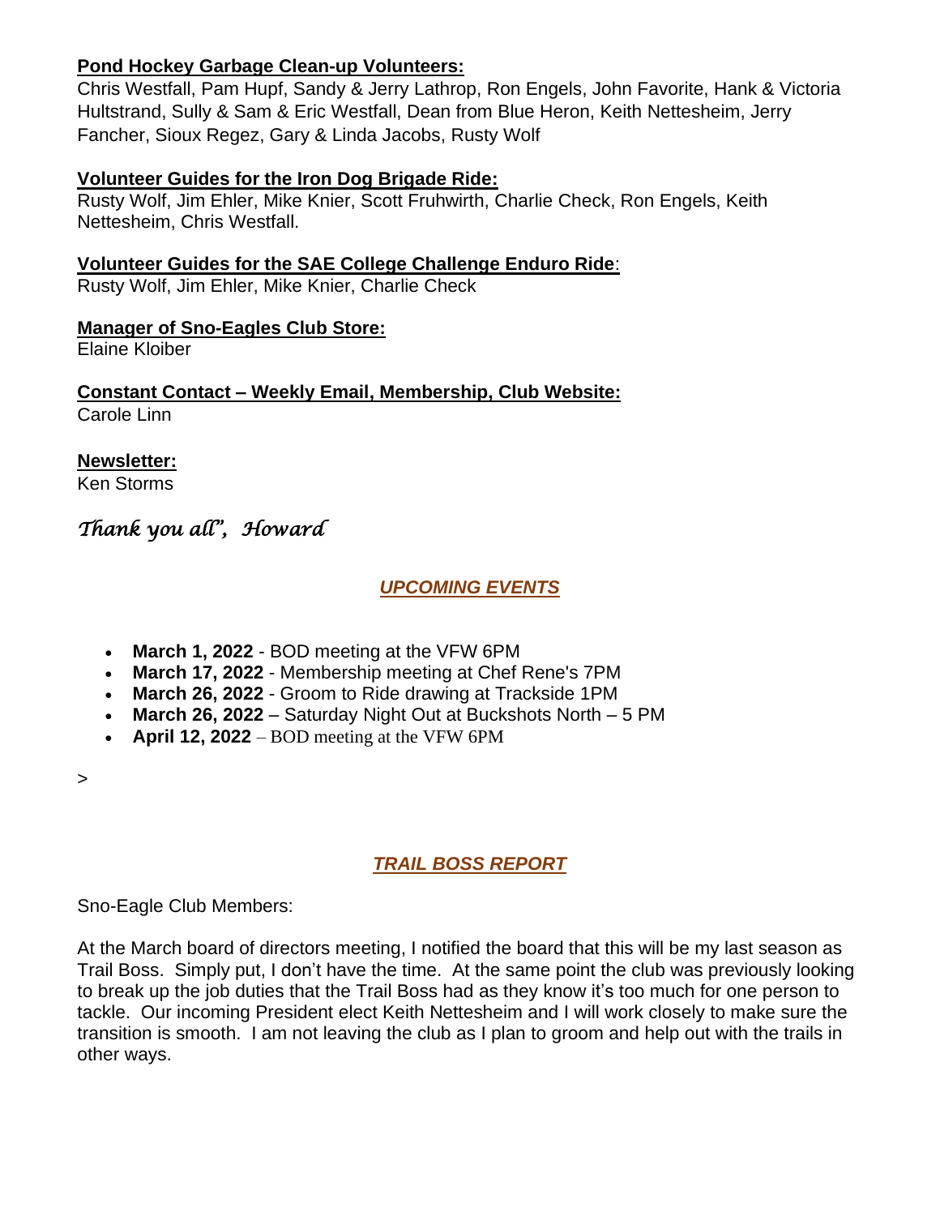**Pond Hockey Garbage Clean-up Volunteers:**
Chris Westfall, Pam Hupf, Sandy & Jerry Lathrop, Ron Engels, John Favorite, Hank & Victoria Hultstrand, Sully & Sam & Eric Westfall, Dean from Blue Heron, Keith Nettesheim, Jerry Fancher, Sioux Regez, Gary & Linda Jacobs, Rusty Wolf

**Volunteer Guides for the Iron Dog Brigade Ride:**
Rusty Wolf, Jim Ehler, Mike Knier, Scott Fruhwirth, Charlie Check, Ron Engels, Keith Nettesheim, Chris Westfall.

**Volunteer Guides for the SAE College Challenge Enduro Ride**:
Rusty Wolf, Jim Ehler, Mike Knier, Charlie Check

**Manager of Sno-Eagles Club Store:**
Elaine Kloiber

**Constant Contact – Weekly Email, Membership, Club Website:**
Carole Linn

**Newsletter:**
Ken Storms

*Thank you all", Howard*

## *UPCOMING EVENTS*

- **March 1, 2022** - BOD meeting at the VFW 6PM
- **March 17, 2022** - Membership meeting at Chef Rene's 7PM
- **March 26, 2022** - Groom to Ride drawing at Trackside 1PM
- **March 26, 2022** – Saturday Night Out at Buckshots North – 5 PM
- **April 12, 2022** – BOD meeting at the VFW 6PM

>

## *TRAIL BOSS REPORT*

Sno-Eagle Club Members:

At the March board of directors meeting, I notified the board that this will be my last season as Trail Boss. Simply put, I don't have the time. At the same point the club was previously looking to break up the job duties that the Trail Boss had as they know it's too much for one person to tackle. Our incoming President elect Keith Nettesheim and I will work closely to make sure the transition is smooth. I am not leaving the club as I plan to groom and help out with the trails in other ways.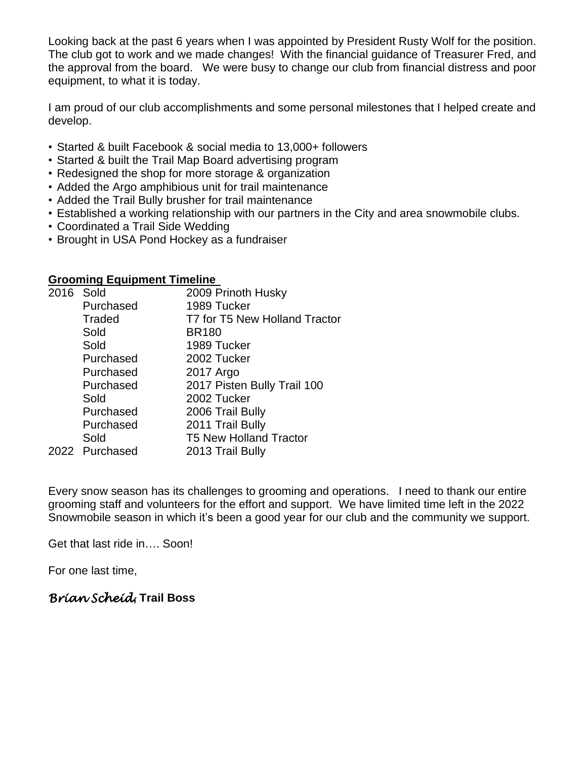Looking back at the past 6 years when I was appointed by President Rusty Wolf for the position. The club got to work and we made changes! With the financial guidance of Treasurer Fred, and the approval from the board. We were busy to change our club from financial distress and poor equipment, to what it is today.

I am proud of our club accomplishments and some personal milestones that I helped create and develop.

- Started & built Facebook & social media to 13,000+ followers
- Started & built the Trail Map Board advertising program
- Redesigned the shop for more storage & organization
- Added the Argo amphibious unit for trail maintenance
- Added the Trail Bully brusher for trail maintenance
- Established a working relationship with our partners in the City and area snowmobile clubs.
- Coordinated a Trail Side Wedding
- Brought in USA Pond Hockey as a fundraiser

**Grooming Equipment Timeline**

| | | |
|---|---|---|
| 2016 | Sold | 2009 Prinoth Husky |
| | Purchased | 1989 Tucker |
| | Traded | T7 for T5 New Holland Tractor |
| | Sold | BR180 |
| | Sold | 1989 Tucker |
| | Purchased | 2002 Tucker |
| | Purchased | 2017 Argo |
| | Purchased | 2017 Pisten Bully Trail 100 |
| | Sold | 2002 Tucker |
| | Purchased | 2006 Trail Bully |
| | Purchased | 2011 Trail Bully |
| | Sold | T5 New Holland Tractor |
| 2022 | Purchased | 2013 Trail Bully |

Every snow season has its challenges to grooming and operations. I need to thank our entire grooming staff and volunteers for the effort and support. We have limited time left in the 2022 Snowmobile season in which it's been a good year for our club and the community we support.

Get that last ride in…. Soon!

For one last time,

*Brian Scheid,* **Trail Boss**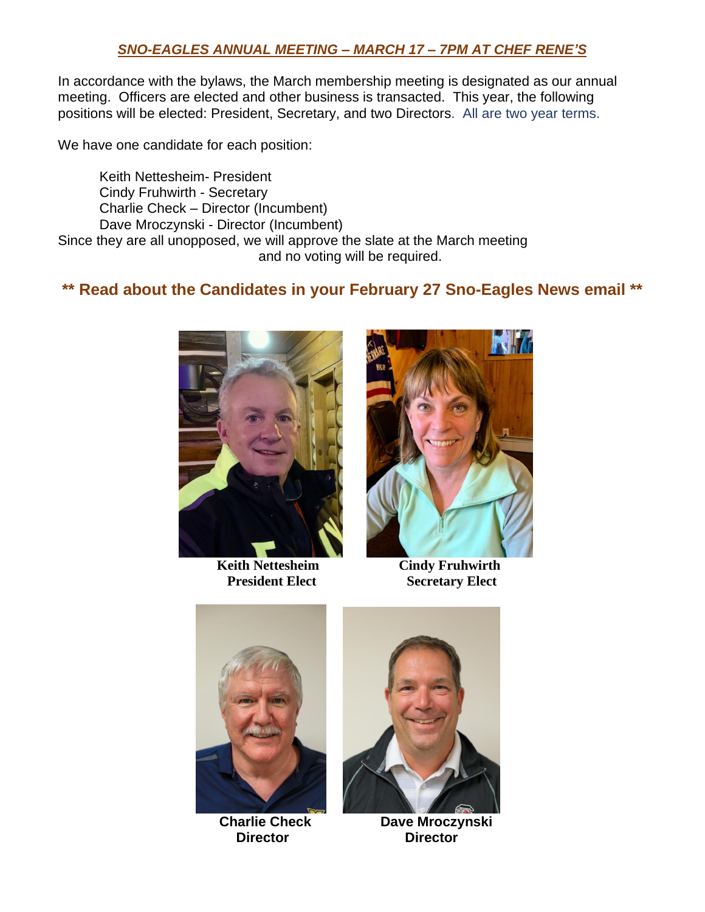## *SNO-EAGLES ANNUAL MEETING – MARCH 17 – 7PM AT CHEF RENE'S*

In accordance with the bylaws, the March membership meeting is designated as our annual meeting. Officers are elected and other business is transacted. This year, the following positions will be elected: President, Secretary, and two Directors. All are two year terms.

We have one candidate for each position:

Keith Nettesheim- President
Cindy Fruhwirth - Secretary
Charlie Check – Director (Incumbent)
Dave Mroczynski - Director (Incumbent)

Since they are all unopposed, we will approve the slate at the March meeting and no voting will be required.

### ** Read about the Candidates in your February 27 Sno-Eagles News email **

**Keith Nettesheim**
**President Elect**

**Cindy Fruhwirth**
**Secretary Elect**

**Charlie Check**
**Director**

**Dave Mroczynski**
**Director**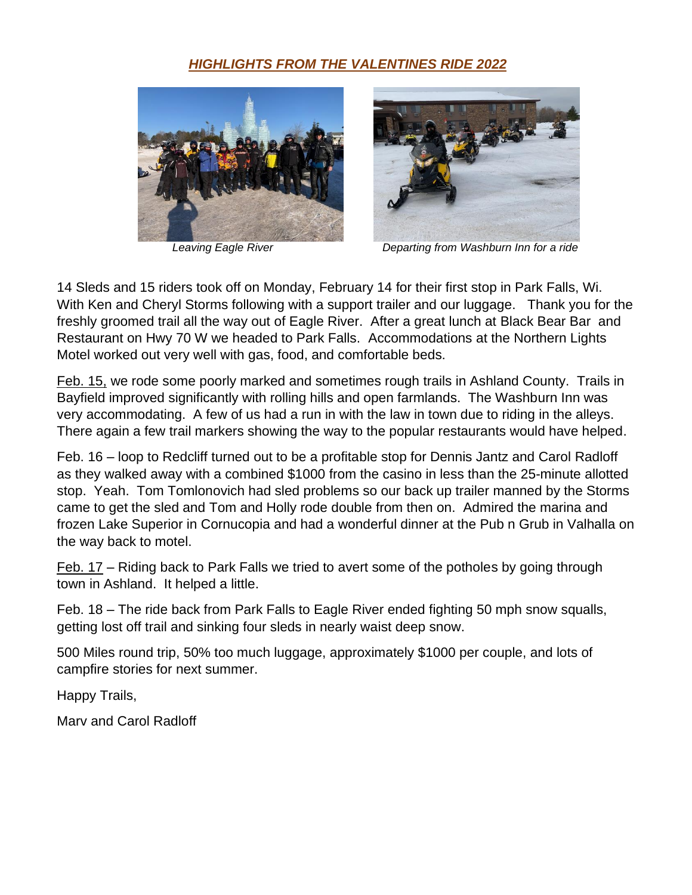## ***HIGHLIGHTS FROM THE VALENTINES RIDE 2022***

*Leaving Eagle River*

*Departing from Washburn Inn for a ride*

14 Sleds and 15 riders took off on Monday, February 14 for their first stop in Park Falls, Wi. With Ken and Cheryl Storms following with a support trailer and our luggage. Thank you for the freshly groomed trail all the way out of Eagle River. After a great lunch at Black Bear Bar and Restaurant on Hwy 70 W we headed to Park Falls. Accommodations at the Northern Lights Motel worked out very well with gas, food, and comfortable beds.

<u>Feb. 15,</u> we rode some poorly marked and sometimes rough trails in Ashland County. Trails in Bayfield improved significantly with rolling hills and open farmlands. The Washburn Inn was very accommodating. A few of us had a run in with the law in town due to riding in the alleys. There again a few trail markers showing the way to the popular restaurants would have helped.

Feb. 16 – loop to Redcliff turned out to be a profitable stop for Dennis Jantz and Carol Radloff as they walked away with a combined $1000 from the casino in less than the 25-minute allotted stop. Yeah. Tom Tomlonovich had sled problems so our back up trailer manned by the Storms came to get the sled and Tom and Holly rode double from then on. Admired the marina and frozen Lake Superior in Cornucopia and had a wonderful dinner at the Pub n Grub in Valhalla on the way back to motel.

<u>Feb. 17</u> – Riding back to Park Falls we tried to avert some of the potholes by going through town in Ashland. It helped a little.

Feb. 18 – The ride back from Park Falls to Eagle River ended fighting 50 mph snow squalls, getting lost off trail and sinking four sleds in nearly waist deep snow.

500 Miles round trip, 50% too much luggage, approximately $1000 per couple, and lots of campfire stories for next summer.

Happy Trails,

Marv and Carol Radloff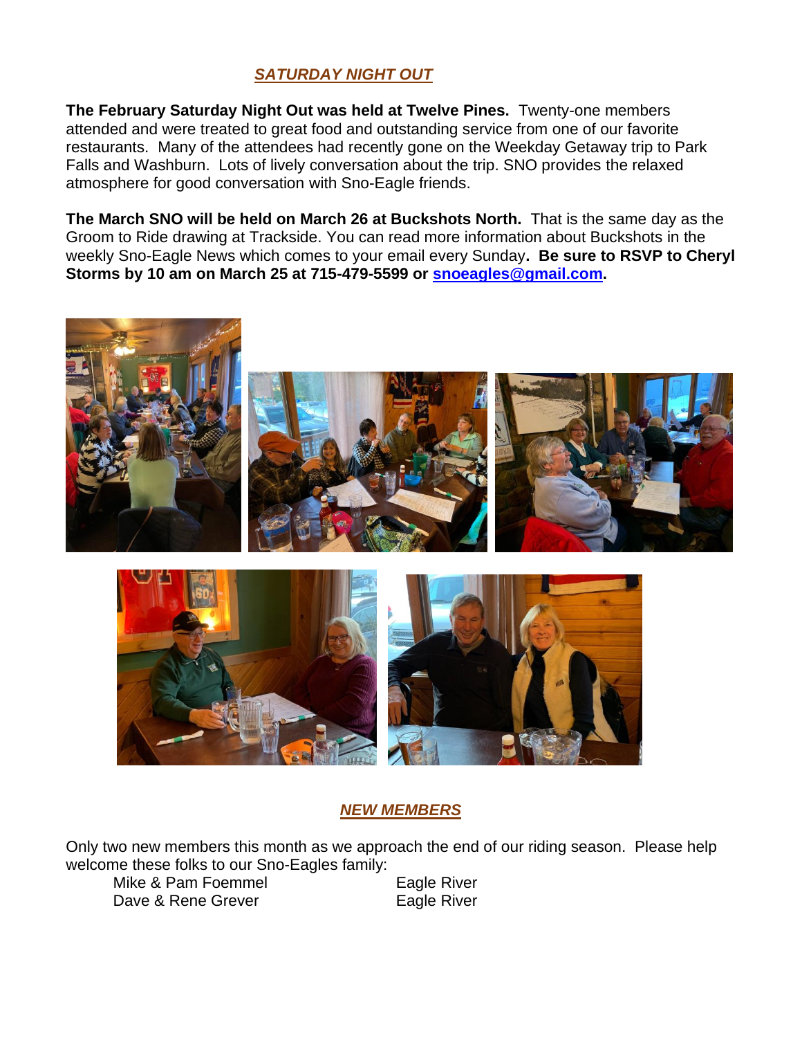## *SATURDAY NIGHT OUT*

**The February Saturday Night Out was held at Twelve Pines.** Twenty-one members attended and were treated to great food and outstanding service from one of our favorite restaurants. Many of the attendees had recently gone on the Weekday Getaway trip to Park Falls and Washburn. Lots of lively conversation about the trip. SNO provides the relaxed atmosphere for good conversation with Sno-Eagle friends.

**The March SNO will be held on March 26 at Buckshots North.** That is the same day as the Groom to Ride drawing at Trackside. You can read more information about Buckshots in the weekly Sno-Eagle News which comes to your email every Sunday**. Be sure to RSVP to Cheryl Storms by 10 am on March 25 at 715-479-5599 or [snoeagles@gmail.com](mailto:snoeagles@gmail.com).**

## *NEW MEMBERS*

Only two new members this month as we approach the end of our riding season. Please help welcome these folks to our Sno-Eagles family:

| | |
|---|---|
| Mike & Pam Foemmel | Eagle River |
| Dave & Rene Grever | Eagle River |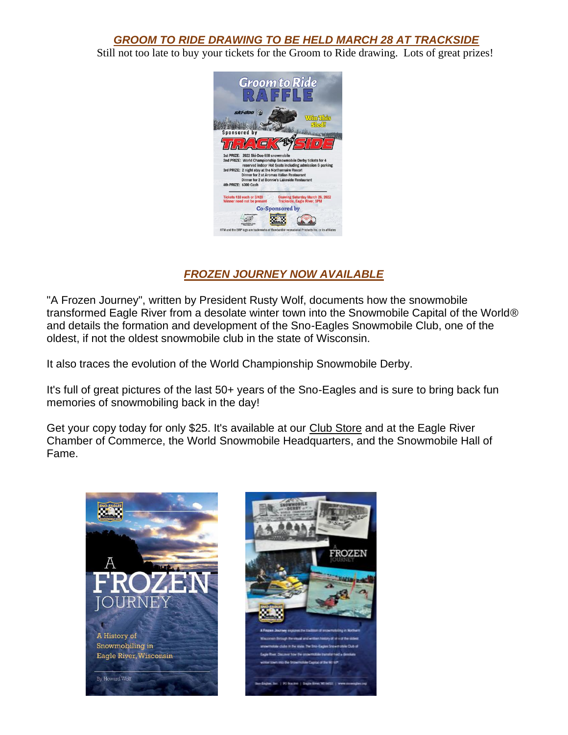## *GROOM TO RIDE DRAWING TO BE HELD MARCH 28 AT TRACKSIDE*

Still not too late to buy your tickets for the Groom to Ride drawing. Lots of great prizes!

Groom to Ride RAFFLE

ski-doo

Win This Sled!

Sponsored by

TRACKSIDE

1st PRIZE: 2022 Ski-Doo 600 snowmobile
2nd PRIZE: World Championship Snowmobile Derby tickets for 4 reserved indoor Hot Seats including admission & parking
3rd PRIZE: 2 night stay at the Northernaire Resort
Dinner for 2 at Aromas Italian Restaurant
Dinner for 2 at Bonnie's Lakeside Restaurant
4th PRIZE: $300 Cash

Tickets $10 each or 3/$20
Winner need not be present

Drawing Saturday March 26, 2022
Trackside, Eagle River, 1PM

Co-Sponsored by

®TM and the BRP logo are trademarks of Bombardier recreational Products Inc. or its affiliates

## *FROZEN JOURNEY NOW AVAILABLE*

"A Frozen Journey", written by President Rusty Wolf, documents how the snowmobile transformed Eagle River from a desolate winter town into the Snowmobile Capital of the World® and details the formation and development of the Sno-Eagles Snowmobile Club, one of the oldest, if not the oldest snowmobile club in the state of Wisconsin.

It also traces the evolution of the World Championship Snowmobile Derby.

It's full of great pictures of the last 50+ years of the Sno-Eagles and is sure to bring back fun memories of snowmobiling back in the day!

Get your copy today for only $25. It's available at our Club Store and at the Eagle River Chamber of Commerce, the World Snowmobile Headquarters, and the Snowmobile Hall of Fame.

A FROZEN JOURNEY

A History of Snowmobiling in Eagle River, Wisconsin

By Howard Wolf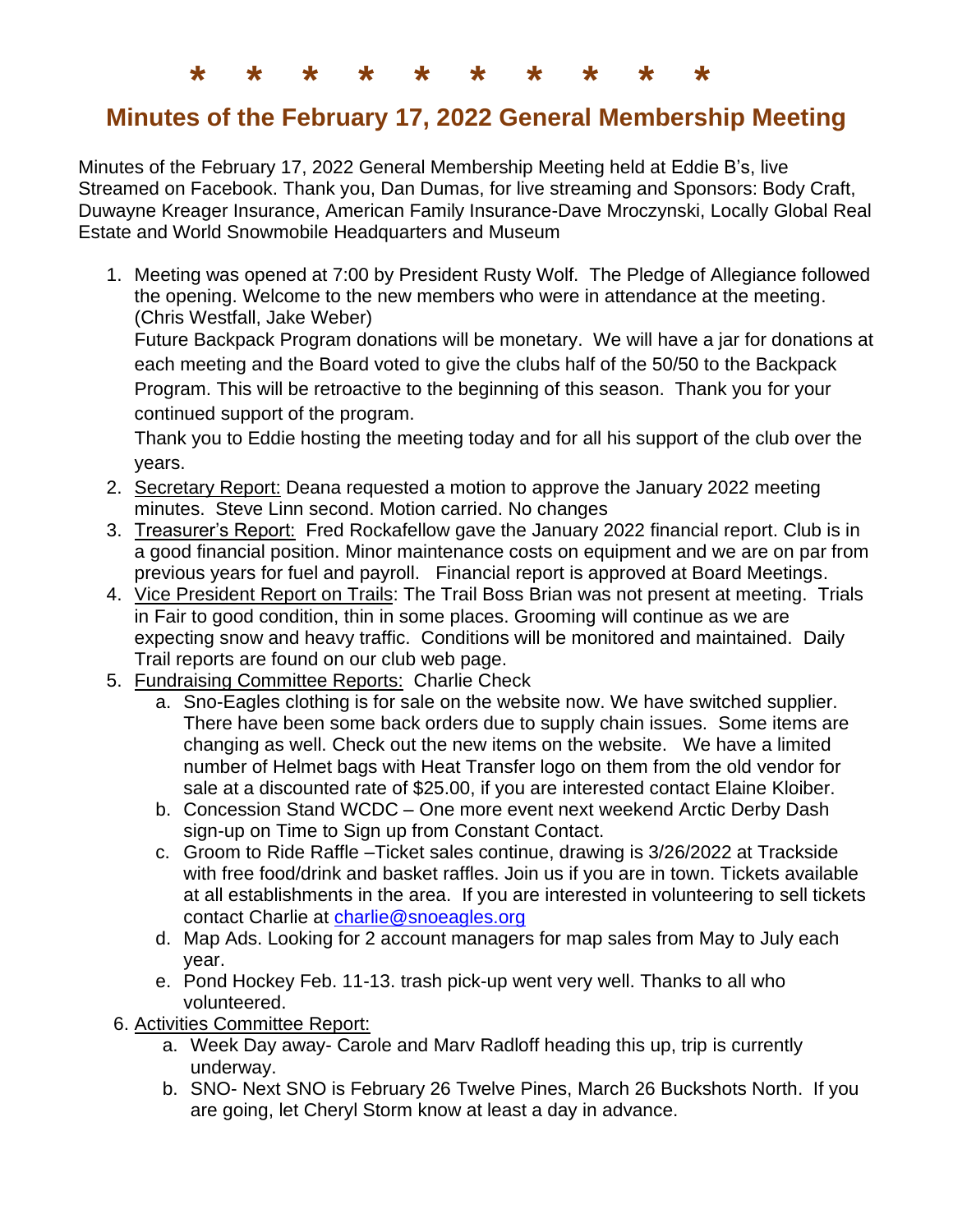\* \* \* \* \* \* \* \* \* \*

## Minutes of the February 17, 2022 General Membership Meeting

Minutes of the February 17, 2022 General Membership Meeting held at Eddie B's, live Streamed on Facebook. Thank you, Dan Dumas, for live streaming and Sponsors: Body Craft, Duwayne Kreager Insurance, American Family Insurance-Dave Mroczynski, Locally Global Real Estate and World Snowmobile Headquarters and Museum

1. Meeting was opened at 7:00 by President Rusty Wolf. The Pledge of Allegiance followed the opening. Welcome to the new members who were in attendance at the meeting. (Chris Westfall, Jake Weber)
   Future Backpack Program donations will be monetary. We will have a jar for donations at each meeting and the Board voted to give the clubs half of the 50/50 to the Backpack Program. This will be retroactive to the beginning of this season. Thank you for your continued support of the program.
   Thank you to Eddie hosting the meeting today and for all his support of the club over the years.
2. <u>Secretary Report:</u> Deana requested a motion to approve the January 2022 meeting minutes. Steve Linn second. Motion carried. No changes
3. <u>Treasurer's Report:</u> Fred Rockafellow gave the January 2022 financial report. Club is in a good financial position. Minor maintenance costs on equipment and we are on par from previous years for fuel and payroll. Financial report is approved at Board Meetings.
4. <u>Vice President Report on Trails</u>: The Trail Boss Brian was not present at meeting. Trials in Fair to good condition, thin in some places. Grooming will continue as we are expecting snow and heavy traffic. Conditions will be monitored and maintained. Daily Trail reports are found on our club web page.
5. <u>Fundraising Committee Reports:</u> Charlie Check
   a. Sno-Eagles clothing is for sale on the website now. We have switched supplier. There have been some back orders due to supply chain issues. Some items are changing as well. Check out the new items on the website. We have a limited number of Helmet bags with Heat Transfer logo on them from the old vendor for sale at a discounted rate of $25.00, if you are interested contact Elaine Kloiber.
   b. Concession Stand WCDC – One more event next weekend Arctic Derby Dash sign-up on Time to Sign up from Constant Contact.
   c. Groom to Ride Raffle –Ticket sales continue, drawing is 3/26/2022 at Trackside with free food/drink and basket raffles. Join us if you are in town. Tickets available at all establishments in the area. If you are interested in volunteering to sell tickets contact Charlie at charlie@snoeagles.org
   d. Map Ads. Looking for 2 account managers for map sales from May to July each year.
   e. Pond Hockey Feb. 11-13. trash pick-up went very well. Thanks to all who volunteered.
6. <u>Activities Committee Report:</u>
   a. Week Day away- Carole and Marv Radloff heading this up, trip is currently underway.
   b. SNO- Next SNO is February 26 Twelve Pines, March 26 Buckshots North. If you are going, let Cheryl Storm know at least a day in advance.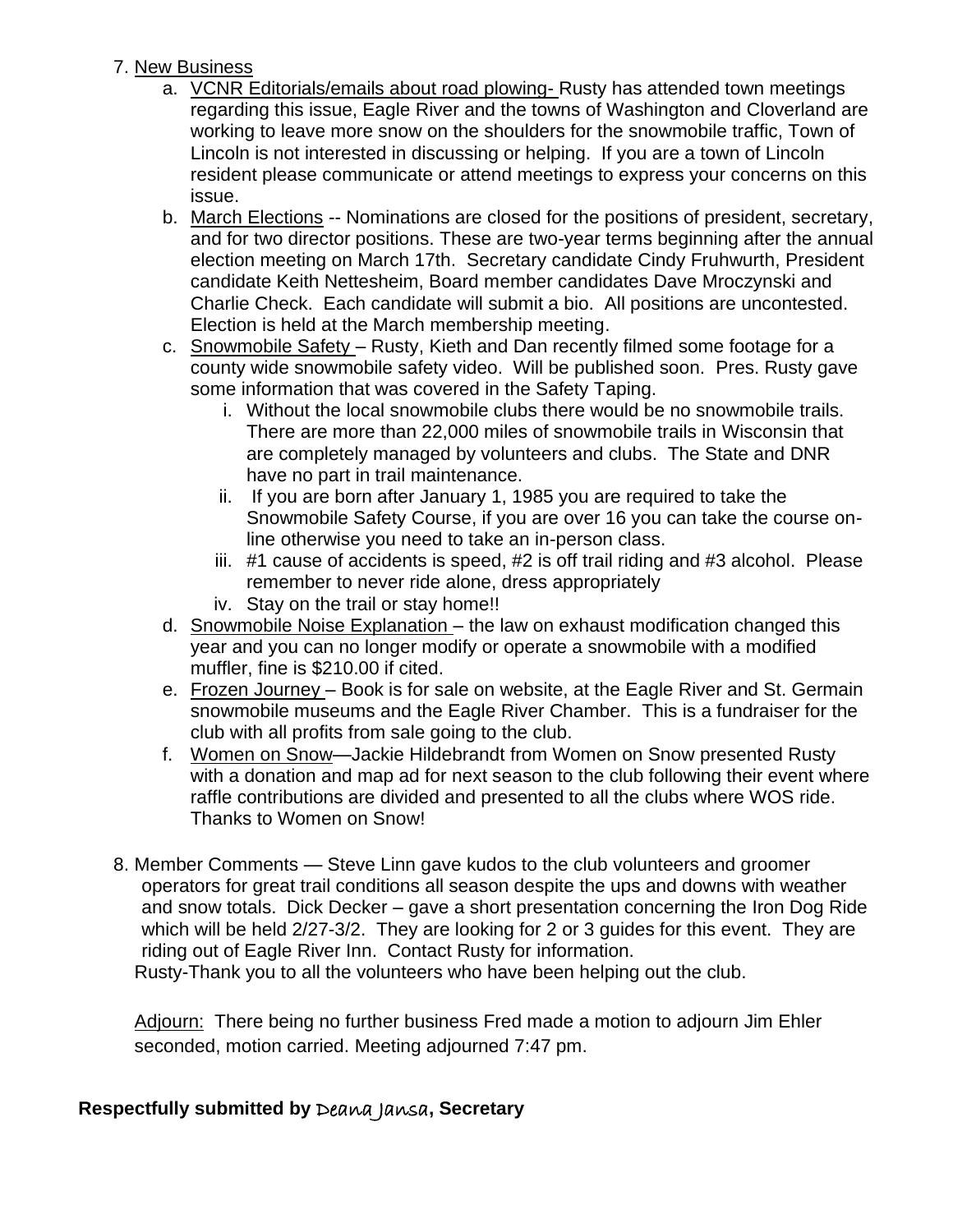7. New Business
   a. VCNR Editorials/emails about road plowing- Rusty has attended town meetings regarding this issue, Eagle River and the towns of Washington and Cloverland are working to leave more snow on the shoulders for the snowmobile traffic, Town of Lincoln is not interested in discussing or helping. If you are a town of Lincoln resident please communicate or attend meetings to express your concerns on this issue.
   b. March Elections -- Nominations are closed for the positions of president, secretary, and for two director positions. These are two-year terms beginning after the annual election meeting on March 17th. Secretary candidate Cindy Fruhwurth, President candidate Keith Nettesheim, Board member candidates Dave Mroczynski and Charlie Check. Each candidate will submit a bio. All positions are uncontested. Election is held at the March membership meeting.
   c. Snowmobile Safety – Rusty, Kieth and Dan recently filmed some footage for a county wide snowmobile safety video. Will be published soon. Pres. Rusty gave some information that was covered in the Safety Taping.
      i. Without the local snowmobile clubs there would be no snowmobile trails. There are more than 22,000 miles of snowmobile trails in Wisconsin that are completely managed by volunteers and clubs. The State and DNR have no part in trail maintenance.
      ii. If you are born after January 1, 1985 you are required to take the Snowmobile Safety Course, if you are over 16 you can take the course on-line otherwise you need to take an in-person class.
      iii. #1 cause of accidents is speed, #2 is off trail riding and #3 alcohol. Please remember to never ride alone, dress appropriately
      iv. Stay on the trail or stay home!!
   d. Snowmobile Noise Explanation – the law on exhaust modification changed this year and you can no longer modify or operate a snowmobile with a modified muffler, fine is $210.00 if cited.
   e. Frozen Journey – Book is for sale on website, at the Eagle River and St. Germain snowmobile museums and the Eagle River Chamber. This is a fundraiser for the club with all profits from sale going to the club.
   f. Women on Snow—Jackie Hildebrandt from Women on Snow presented Rusty with a donation and map ad for next season to the club following their event where raffle contributions are divided and presented to all the clubs where WOS ride. Thanks to Women on Snow!

8. Member Comments — Steve Linn gave kudos to the club volunteers and groomer operators for great trail conditions all season despite the ups and downs with weather and snow totals. Dick Decker – gave a short presentation concerning the Iron Dog Ride which will be held 2/27-3/2. They are looking for 2 or 3 guides for this event. They are riding out of Eagle River Inn. Contact Rusty for information.
   Rusty-Thank you to all the volunteers who have been helping out the club.

   Adjourn: There being no further business Fred made a motion to adjourn Jim Ehler seconded, motion carried. Meeting adjourned 7:47 pm.

**Respectfully submitted by** Deana Jansa**, Secretary**